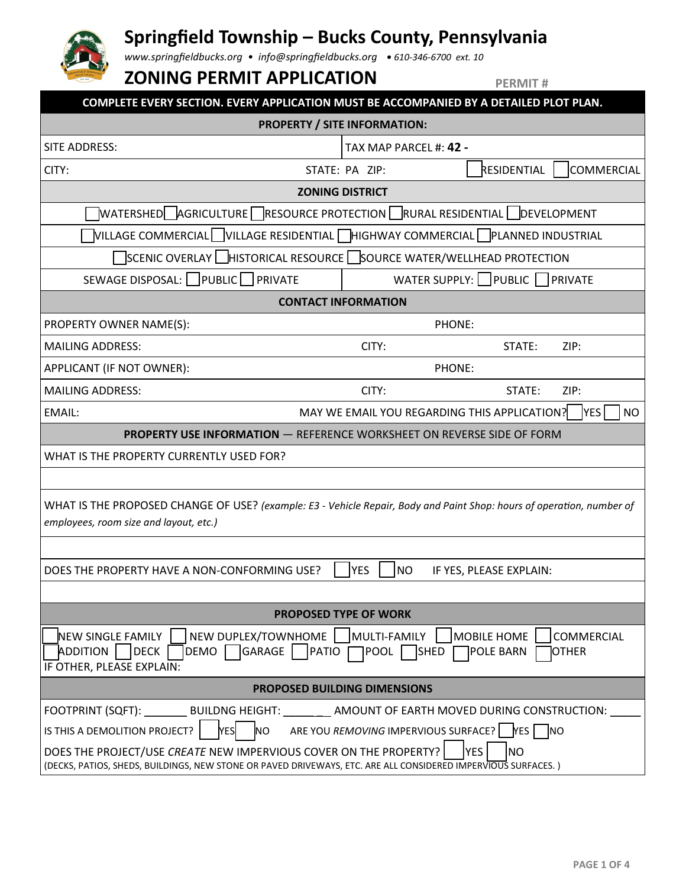# Springfield Township – Bucks County, Pennsylvania

*www.springfieldbucks.org • info@springfieldbucks.org • 610-346-6700 ext. 10*

## ZONING PERMIT APPLICATION

PERMIT #

**COMPLETE EVERY SECTION. EVERY APPLICATION MUST BE ACCOMPANIED BY A DETAILED PLOT PLAN.**

### PROPERTY / SITE INFORMATION:

| | |
|---|---|
| SITE ADDRESS: | TAX MAP PARCEL #: **42 -** |
| CITY: STATE: PA ZIP: | ☐ RESIDENTIAL ☐ COMMERCIAL |

### ZONING DISTRICT

☐ WATERSHED ☐ AGRICULTURE ☐ RESOURCE PROTECTION ☐ RURAL RESIDENTIAL ☐ DEVELOPMENT

☐ VILLAGE COMMERCIAL ☐ VILLAGE RESIDENTIAL ☐ HIGHWAY COMMERCIAL ☐ PLANNED INDUSTRIAL

☐ SCENIC OVERLAY ☐ HISTORICAL RESOURCE ☐ SOURCE WATER/WELLHEAD PROTECTION

| | |
|---|---|
| SEWAGE DISPOSAL: ☐ PUBLIC ☐ PRIVATE | WATER SUPPLY: ☐ PUBLIC ☐ PRIVATE |

### CONTACT INFORMATION

PROPERTY OWNER NAME(S): PHONE:

MAILING ADDRESS: CITY: STATE: ZIP:

APPLICANT (IF NOT OWNER): PHONE:

MAILING ADDRESS: CITY: STATE: ZIP:

EMAIL: MAY WE EMAIL YOU REGARDING THIS APPLICATION? ☐ YES ☐ NO

### PROPERTY USE INFORMATION — REFERENCE WORKSHEET ON REVERSE SIDE OF FORM

WHAT IS THE PROPERTY CURRENTLY USED FOR?

WHAT IS THE PROPOSED CHANGE OF USE? *(example: E3 - Vehicle Repair, Body and Paint Shop: hours of operation, number of employees, room size and layout, etc.)*

DOES THE PROPERTY HAVE A NON-CONFORMING USE? ☐ YES ☐ NO IF YES, PLEASE EXPLAIN:

### PROPOSED TYPE OF WORK

☐ NEW SINGLE FAMILY ☐ NEW DUPLEX/TOWNHOME ☐ MULTI-FAMILY ☐ MOBILE HOME ☐ COMMERCIAL
☐ ADDITION ☐ DECK ☐ DEMO ☐ GARAGE ☐ PATIO ☐ POOL ☐ SHED ☐ POLE BARN ☐ OTHER
IF OTHER, PLEASE EXPLAIN:

### PROPOSED BUILDING DIMENSIONS

FOOTPRINT (SQFT): _______ BUILDNG HEIGHT: ________ AMOUNT OF EARTH MOVED DURING CONSTRUCTION: _____

IS THIS A DEMOLITION PROJECT? ☐ YES ☐ NO ARE YOU *REMOVING* IMPERVIOUS SURFACE? ☐ YES ☐ NO

DOES THE PROJECT/USE *CREATE* NEW IMPERVIOUS COVER ON THE PROPERTY? ☐ YES ☐ NO
(DECKS, PATIOS, SHEDS, BUILDINGS, NEW STONE OR PAVED DRIVEWAYS, ETC. ARE ALL CONSIDERED IMPERVIOUS SURFACES. )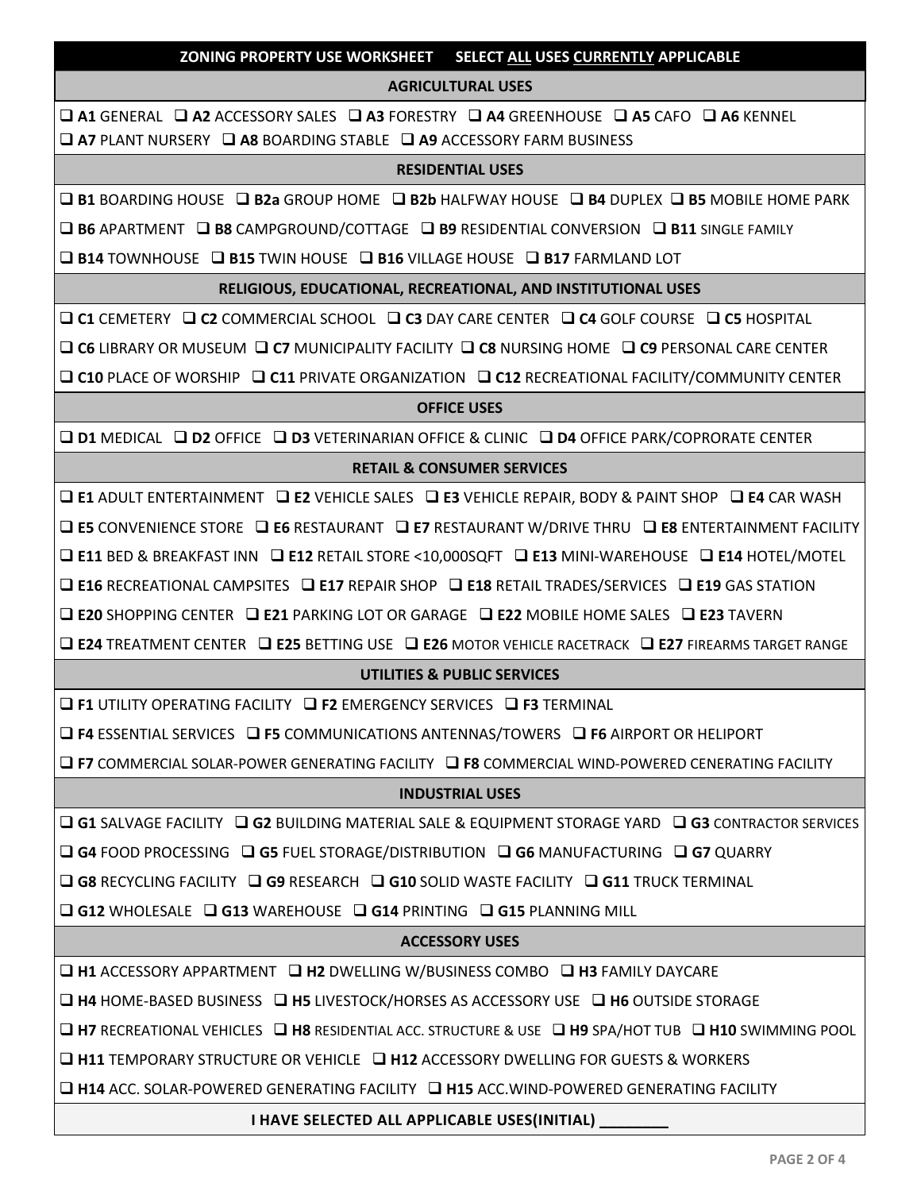## ZONING PROPERTY USE WORKSHEET    SELECT ALL USES CURRENTLY APPLICABLE

### AGRICULTURAL USES

❑ **A1** GENERAL ❑ **A2** ACCESSORY SALES ❑ **A3** FORESTRY ❑ **A4** GREENHOUSE ❑ **A5** CAFO ❑ **A6** KENNEL
❑ **A7** PLANT NURSERY ❑ **A8** BOARDING STABLE ❑ **A9** ACCESSORY FARM BUSINESS

### RESIDENTIAL USES

❑ **B1** BOARDING HOUSE ❑ **B2a** GROUP HOME ❑ **B2b** HALFWAY HOUSE ❑ **B4** DUPLEX ❑ **B5** MOBILE HOME PARK
❑ **B6** APARTMENT ❑ **B8** CAMPGROUND/COTTAGE ❑ **B9** RESIDENTIAL CONVERSION ❑ **B11** SINGLE FAMILY
❑ **B14** TOWNHOUSE ❑ **B15** TWIN HOUSE ❑ **B16** VILLAGE HOUSE ❑ **B17** FARMLAND LOT

### RELIGIOUS, EDUCATIONAL, RECREATIONAL, AND INSTITUTIONAL USES

❑ **C1** CEMETERY ❑ **C2** COMMERCIAL SCHOOL ❑ **C3** DAY CARE CENTER ❑ **C4** GOLF COURSE ❑ **C5** HOSPITAL
❑ **C6** LIBRARY OR MUSEUM ❑ **C7** MUNICIPALITY FACILITY ❑ **C8** NURSING HOME ❑ **C9** PERSONAL CARE CENTER
❑ **C10** PLACE OF WORSHIP ❑ **C11** PRIVATE ORGANIZATION ❑ **C12** RECREATIONAL FACILITY/COMMUNITY CENTER

### OFFICE USES

❑ **D1** MEDICAL ❑ **D2** OFFICE ❑ **D3** VETERINARIAN OFFICE & CLINIC ❑ **D4** OFFICE PARK/COPRORATE CENTER

### RETAIL & CONSUMER SERVICES

❑ **E1** ADULT ENTERTAINMENT ❑ **E2** VEHICLE SALES ❑ **E3** VEHICLE REPAIR, BODY & PAINT SHOP ❑ **E4** CAR WASH
❑ **E5** CONVENIENCE STORE ❑ **E6** RESTAURANT ❑ **E7** RESTAURANT W/DRIVE THRU ❑ **E8** ENTERTAINMENT FACILITY
❑ **E11** BED & BREAKFAST INN ❑ **E12** RETAIL STORE <10,000SQFT ❑ **E13** MINI-WAREHOUSE ❑ **E14** HOTEL/MOTEL
❑ **E16** RECREATIONAL CAMPSITES ❑ **E17** REPAIR SHOP ❑ **E18** RETAIL TRADES/SERVICES ❑ **E19** GAS STATION
❑ **E20** SHOPPING CENTER ❑ **E21** PARKING LOT OR GARAGE ❑ **E22** MOBILE HOME SALES ❑ **E23** TAVERN
❑ **E24** TREATMENT CENTER ❑ **E25** BETTING USE ❑ **E26** MOTOR VEHICLE RACETRACK ❑ **E27** FIREARMS TARGET RANGE

### UTILITIES & PUBLIC SERVICES

❑ **F1** UTILITY OPERATING FACILITY ❑ **F2** EMERGENCY SERVICES ❑ **F3** TERMINAL
❑ **F4** ESSENTIAL SERVICES ❑ **F5** COMMUNICATIONS ANTENNAS/TOWERS ❑ **F6** AIRPORT OR HELIPORT
❑ **F7** COMMERCIAL SOLAR-POWER GENERATING FACILITY ❑ **F8** COMMERCIAL WIND-POWERED CENERATING FACILITY

### INDUSTRIAL USES

❑ **G1** SALVAGE FACILITY ❑ **G2** BUILDING MATERIAL SALE & EQUIPMENT STORAGE YARD ❑ **G3** CONTRACTOR SERVICES
❑ **G4** FOOD PROCESSING ❑ **G5** FUEL STORAGE/DISTRIBUTION ❑ **G6** MANUFACTURING ❑ **G7** QUARRY
❑ **G8** RECYCLING FACILITY ❑ **G9** RESEARCH ❑ **G10** SOLID WASTE FACILITY ❑ **G11** TRUCK TERMINAL
❑ **G12** WHOLESALE ❑ **G13** WAREHOUSE ❑ **G14** PRINTING ❑ **G15** PLANNING MILL

### ACCESSORY USES

❑ **H1** ACCESSORY APPARTMENT ❑ **H2** DWELLING W/BUSINESS COMBO ❑ **H3** FAMILY DAYCARE
❑ **H4** HOME-BASED BUSINESS ❑ **H5** LIVESTOCK/HORSES AS ACCESSORY USE ❑ **H6** OUTSIDE STORAGE
❑ **H7** RECREATIONAL VEHICLES ❑ **H8** RESIDENTIAL ACC. STRUCTURE & USE ❑ **H9** SPA/HOT TUB ❑ **H10** SWIMMING POOL
❑ **H11** TEMPORARY STRUCTURE OR VEHICLE ❑ **H12** ACCESSORY DWELLING FOR GUESTS & WORKERS
❑ **H14** ACC. SOLAR-POWERED GENERATING FACILITY ❑ **H15** ACC.WIND-POWERED GENERATING FACILITY

**I HAVE SELECTED ALL APPLICABLE USES(INITIAL) ________**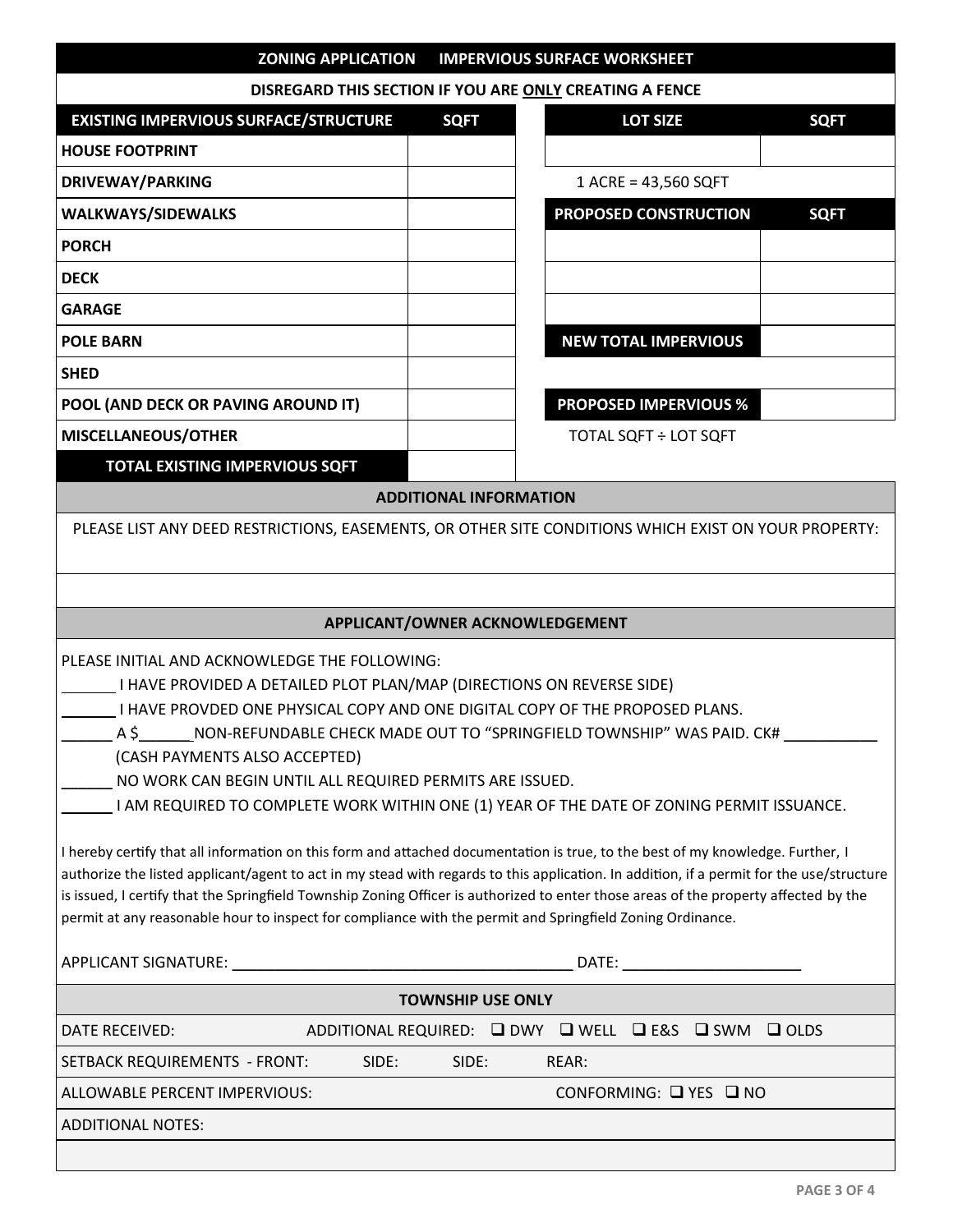## ZONING APPLICATION IMPERVIOUS SURFACE WORKSHEET

**DISREGARD THIS SECTION IF YOU ARE ONLY CREATING A FENCE**

| EXISTING IMPERVIOUS SURFACE/STRUCTURE | SQFT |
|---|---|
| HOUSE FOOTPRINT | |
| DRIVEWAY/PARKING | |
| WALKWAYS/SIDEWALKS | |
| PORCH | |
| DECK | |
| GARAGE | |
| POLE BARN | |
| SHED | |
| POOL (AND DECK OR PAVING AROUND IT) | |
| MISCELLANEOUS/OTHER | |
| **TOTAL EXISTING IMPERVIOUS SQFT** | |

| LOT SIZE | SQFT |
|---|---|
| | |

1 ACRE = 43,560 SQFT

| PROPOSED CONSTRUCTION | SQFT |
|---|---|
| | |
| | |
| | |
| **NEW TOTAL IMPERVIOUS** | |

| **PROPOSED IMPERVIOUS %** | |
|---|---|

TOTAL SQFT ÷ LOT SQFT

### ADDITIONAL INFORMATION

PLEASE LIST ANY DEED RESTRICTIONS, EASEMENTS, OR OTHER SITE CONDITIONS WHICH EXIST ON YOUR PROPERTY:

### APPLICANT/OWNER ACKNOWLEDGEMENT

PLEASE INITIAL AND ACKNOWLEDGE THE FOLLOWING:

_______ I HAVE PROVIDED A DETAILED PLOT PLAN/MAP (DIRECTIONS ON REVERSE SIDE)

_______ I HAVE PROVDED ONE PHYSICAL COPY AND ONE DIGITAL COPY OF THE PROPOSED PLANS.

______ A $______ NON-REFUNDABLE CHECK MADE OUT TO "SPRINGFIELD TOWNSHIP" WAS PAID. CK# ___________
(CASH PAYMENTS ALSO ACCEPTED)

______ NO WORK CAN BEGIN UNTIL ALL REQUIRED PERMITS ARE ISSUED.

______ I AM REQUIRED TO COMPLETE WORK WITHIN ONE (1) YEAR OF THE DATE OF ZONING PERMIT ISSUANCE.

I hereby certify that all information on this form and attached documentation is true, to the best of my knowledge. Further, I authorize the listed applicant/agent to act in my stead with regards to this application. In addition, if a permit for the use/structure is issued, I certify that the Springfield Township Zoning Officer is authorized to enter those areas of the property affected by the permit at any reasonable hour to inspect for compliance with the permit and Springfield Zoning Ordinance.

APPLICANT SIGNATURE: ________________________________________ DATE: _____________________

### TOWNSHIP USE ONLY

DATE RECEIVED: ADDITIONAL REQUIRED: ❑ DWY ❑ WELL ❑ E&S ❑ SWM ❑ OLDS

SETBACK REQUIREMENTS - FRONT: SIDE: SIDE: REAR:

ALLOWABLE PERCENT IMPERVIOUS: CONFORMING: ❑ YES ❑ NO

ADDITIONAL NOTES: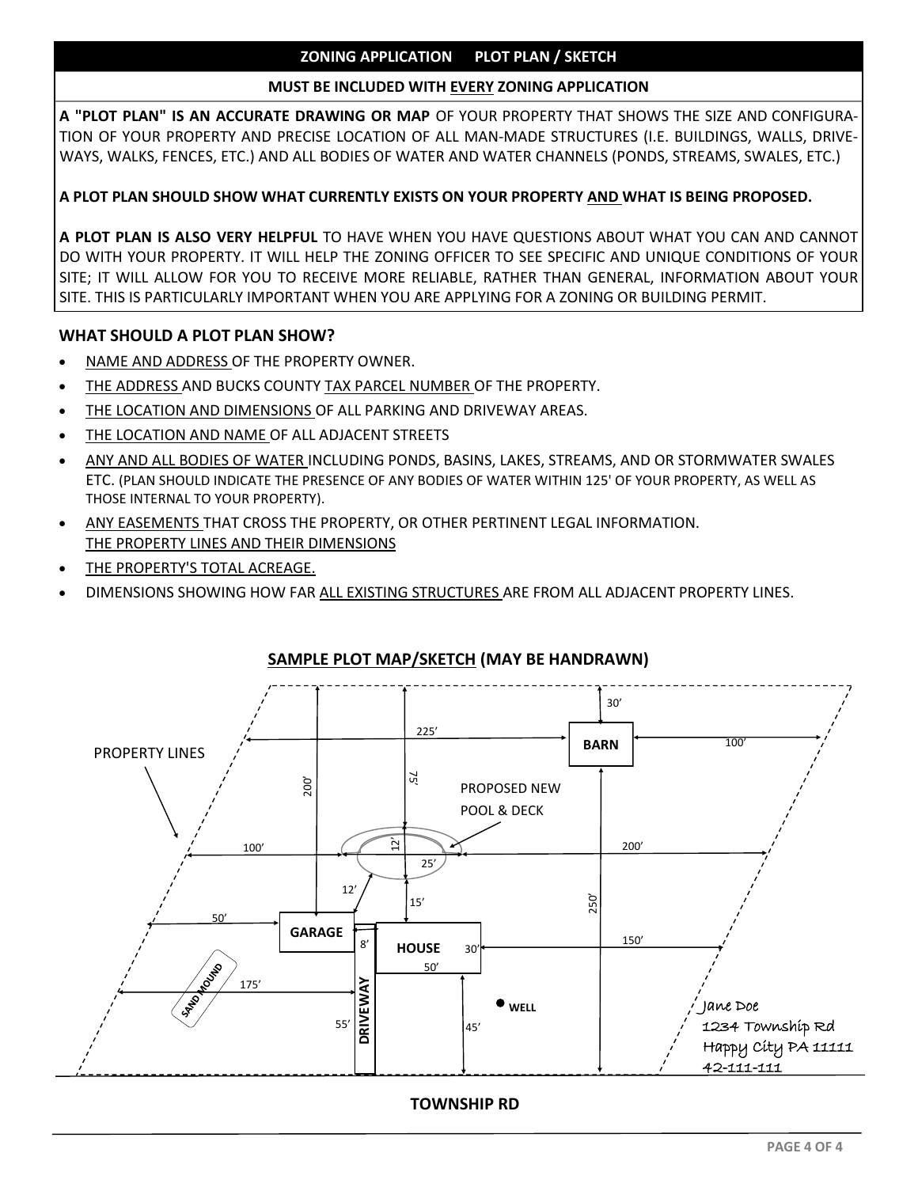## ZONING APPLICATION PLOT PLAN / SKETCH

**MUST BE INCLUDED WITH EVERY ZONING APPLICATION**

**A "PLOT PLAN" IS AN ACCURATE DRAWING OR MAP** OF YOUR PROPERTY THAT SHOWS THE SIZE AND CONFIGURATION OF YOUR PROPERTY AND PRECISE LOCATION OF ALL MAN-MADE STRUCTURES (I.E. BUILDINGS, WALLS, DRIVEWAYS, WALKS, FENCES, ETC.) AND ALL BODIES OF WATER AND WATER CHANNELS (PONDS, STREAMS, SWALES, ETC.)

**A PLOT PLAN SHOULD SHOW WHAT CURRENTLY EXISTS ON YOUR PROPERTY AND WHAT IS BEING PROPOSED.**

**A PLOT PLAN IS ALSO VERY HELPFUL** TO HAVE WHEN YOU HAVE QUESTIONS ABOUT WHAT YOU CAN AND CANNOT DO WITH YOUR PROPERTY. IT WILL HELP THE ZONING OFFICER TO SEE SPECIFIC AND UNIQUE CONDITIONS OF YOUR SITE; IT WILL ALLOW FOR YOU TO RECEIVE MORE RELIABLE, RATHER THAN GENERAL, INFORMATION ABOUT YOUR SITE. THIS IS PARTICULARLY IMPORTANT WHEN YOU ARE APPLYING FOR A ZONING OR BUILDING PERMIT.

### WHAT SHOULD A PLOT PLAN SHOW?

- NAME AND ADDRESS OF THE PROPERTY OWNER.
- THE ADDRESS AND BUCKS COUNTY TAX PARCEL NUMBER OF THE PROPERTY.
- THE LOCATION AND DIMENSIONS OF ALL PARKING AND DRIVEWAY AREAS.
- THE LOCATION AND NAME OF ALL ADJACENT STREETS
- ANY AND ALL BODIES OF WATER INCLUDING PONDS, BASINS, LAKES, STREAMS, AND OR STORMWATER SWALES ETC. (PLAN SHOULD INDICATE THE PRESENCE OF ANY BODIES OF WATER WITHIN 125' OF YOUR PROPERTY, AS WELL AS THOSE INTERNAL TO YOUR PROPERTY).
- ANY EASEMENTS THAT CROSS THE PROPERTY, OR OTHER PERTINENT LEGAL INFORMATION.
  THE PROPERTY LINES AND THEIR DIMENSIONS
- THE PROPERTY'S TOTAL ACREAGE.
- DIMENSIONS SHOWING HOW FAR ALL EXISTING STRUCTURES ARE FROM ALL ADJACENT PROPERTY LINES.

### SAMPLE PLOT MAP/SKETCH (MAY BE HANDRAWN)

PROPERTY LINES

30'
225'
BARN
100'
200'
75'
PROPOSED NEW POOL & DECK
100'
12'
25'
200'
12'
15'
250'
50'
GARAGE
8'
HOUSE
30'
50'
150'
SAND MOUND
175'
DRIVEWAY
WELL
55'
45'

Jane Doe
1234 Township Rd
Happy City PA 11111
42-111-111

TOWNSHIP RD